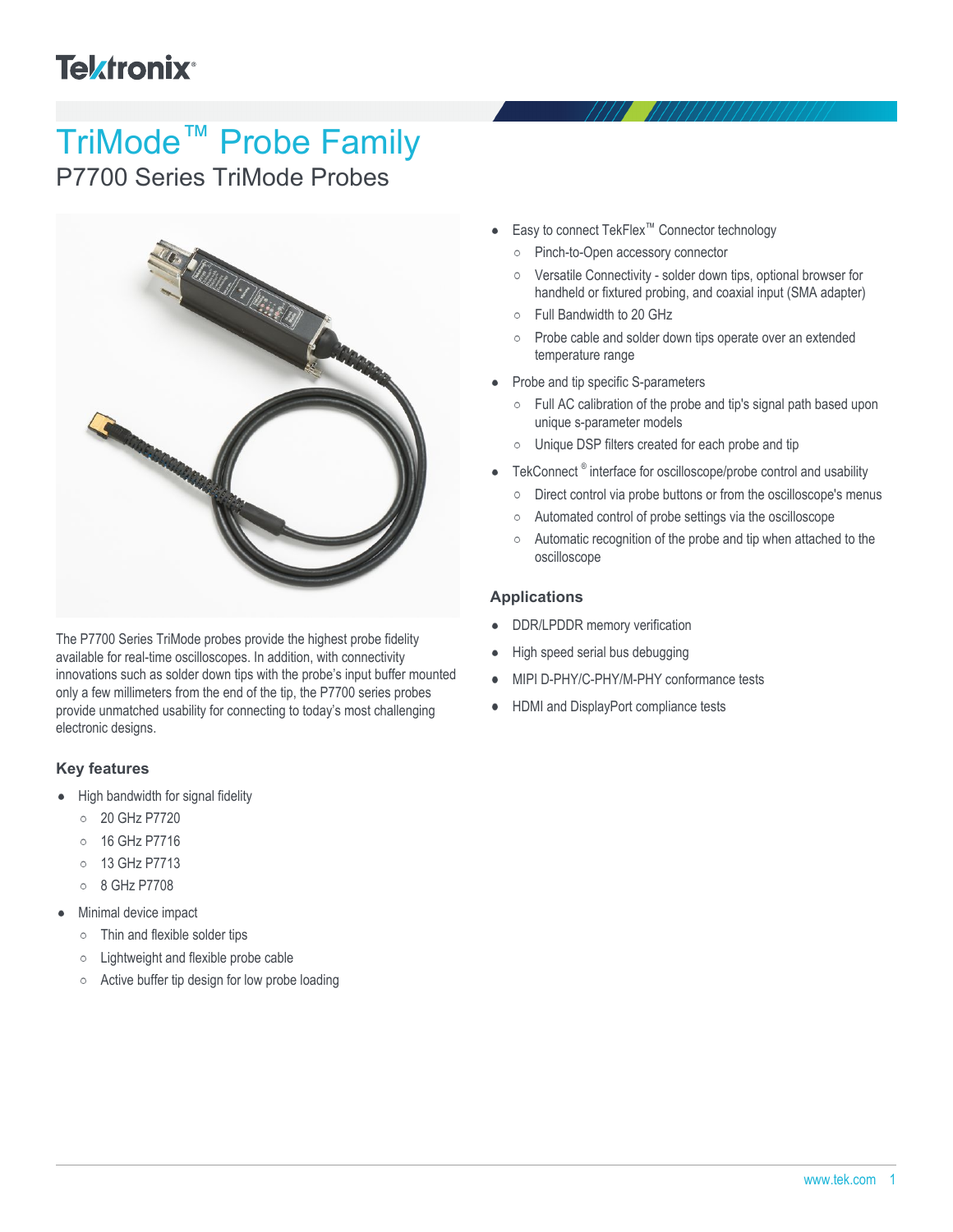# TriMode™ Probe Family

## P7700 Series TriMode Probes

The P7700 Series TriMode probes provide the highest probe fidelity available for real-time oscilloscopes. In addition, with connectivity innovations such as solder down tips with the probe's input buffer mounted only a few millimeters from the end of the tip, the P7700 series probes provide unmatched usability for connecting to today's most challenging electronic designs.

### Key features

- High bandwidth for signal fidelity
  - 20 GHz P7720
  - 16 GHz P7716
  - 13 GHz P7713
  - 8 GHz P7708
- Minimal device impact
  - Thin and flexible solder tips
  - Lightweight and flexible probe cable
  - Active buffer tip design for low probe loading
- Easy to connect TekFlex™ Connector technology
  - Pinch-to-Open accessory connector
  - Versatile Connectivity - solder down tips, optional browser for handheld or fixtured probing, and coaxial input (SMA adapter)
  - Full Bandwidth to 20 GHz
  - Probe cable and solder down tips operate over an extended temperature range
- Probe and tip specific S-parameters
  - Full AC calibration of the probe and tip's signal path based upon unique s-parameter models
  - Unique DSP filters created for each probe and tip
- TekConnect® interface for oscilloscope/probe control and usability
  - Direct control via probe buttons or from the oscilloscope's menus
  - Automated control of probe settings via the oscilloscope
  - Automatic recognition of the probe and tip when attached to the oscilloscope

### Applications

- DDR/LPDDR memory verification
- High speed serial bus debugging
- MIPI D-PHY/C-PHY/M-PHY conformance tests
- HDMI and DisplayPort compliance tests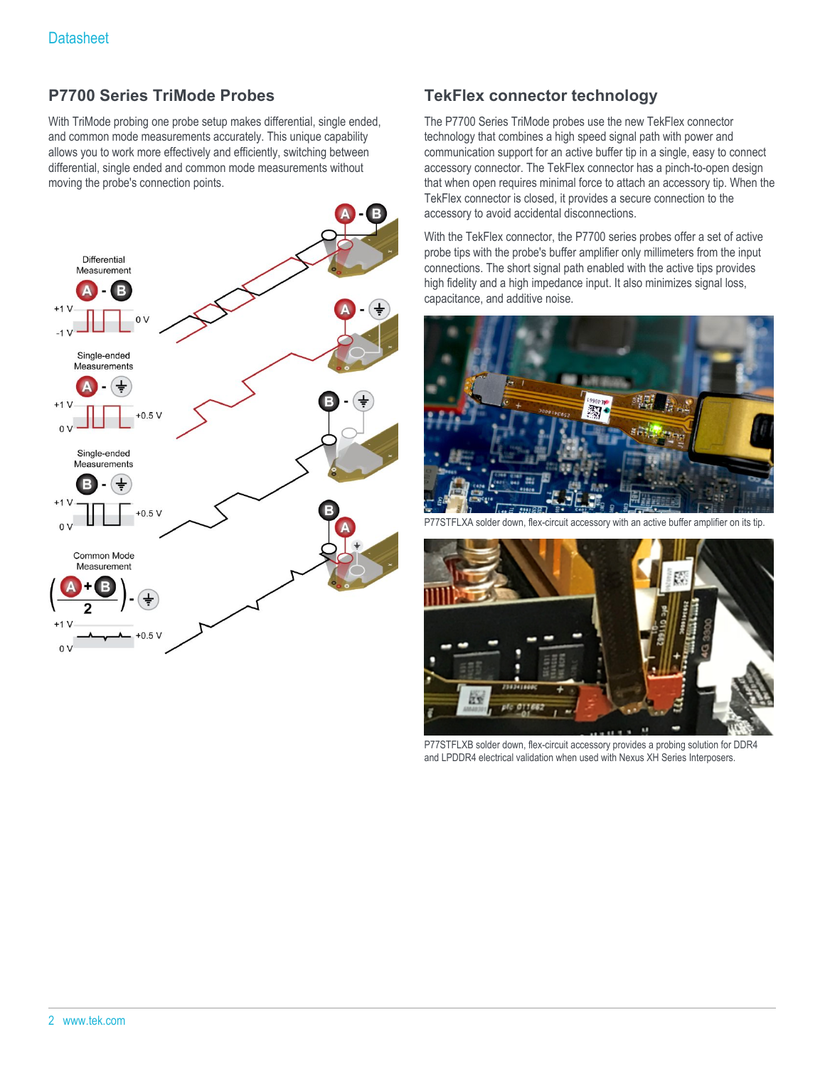## P7700 Series TriMode Probes

With TriMode probing one probe setup makes differential, single ended, and common mode measurements accurately. This unique capability allows you to work more effectively and efficiently, switching between differential, single ended and common mode measurements without moving the probe's connection points.

## TekFlex connector technology

The P7700 Series TriMode probes use the new TekFlex connector technology that combines a high speed signal path with power and communication support for an active buffer tip in a single, easy to connect accessory connector. The TekFlex connector has a pinch-to-open design that when open requires minimal force to attach an accessory tip. When the TekFlex connector is closed, it provides a secure connection to the accessory to avoid accidental disconnections.

With the TekFlex connector, the P7700 series probes offer a set of active probe tips with the probe's buffer amplifier only millimeters from the input connections. The short signal path enabled with the active tips provides high fidelity and a high impedance input. It also minimizes signal loss, capacitance, and additive noise.

P77STFLXA solder down, flex-circuit accessory with an active buffer amplifier on its tip.

P77STFLXB solder down, flex-circuit accessory provides a probing solution for DDR4 and LPDDR4 electrical validation when used with Nexus XH Series Interposers.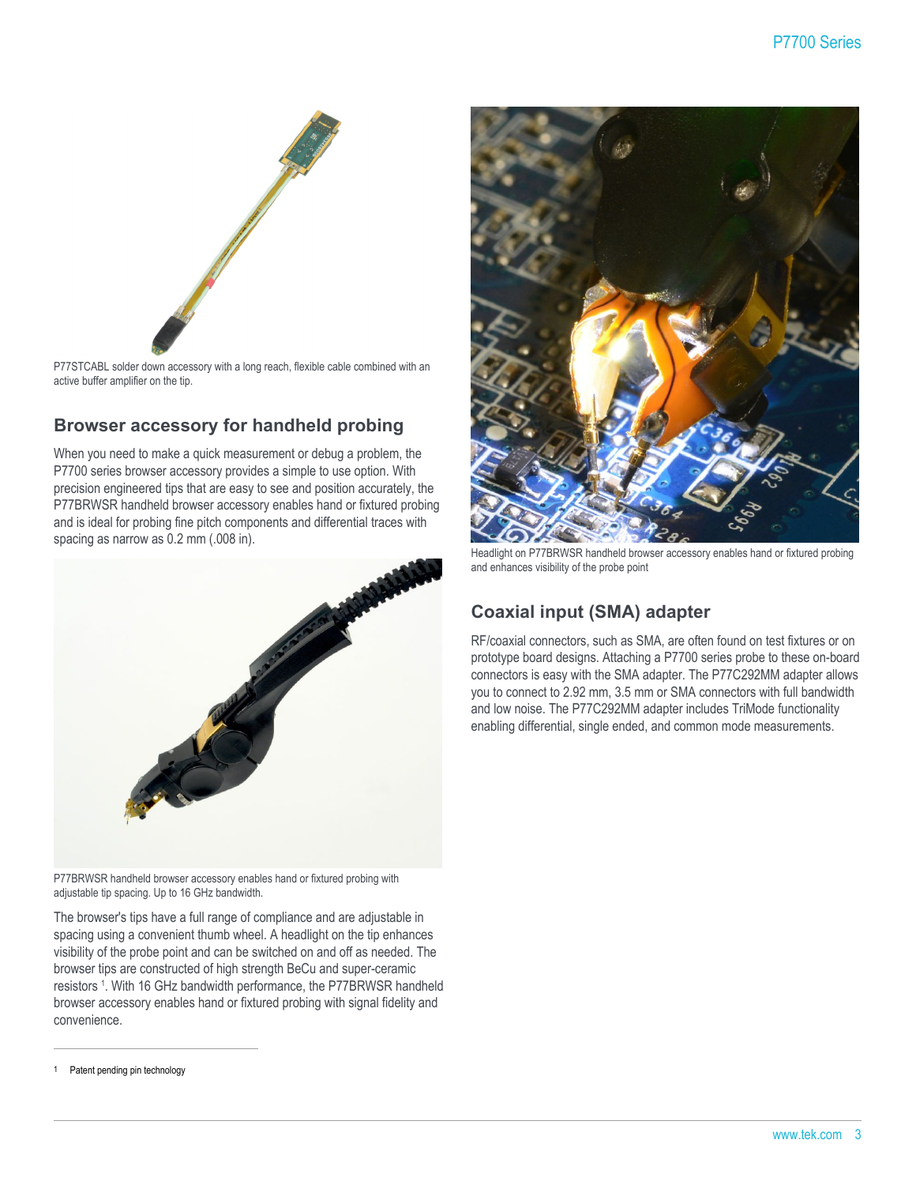P77STCABL solder down accessory with a long reach, flexible cable combined with an active buffer amplifier on the tip.

## Browser accessory for handheld probing

When you need to make a quick measurement or debug a problem, the P7700 series browser accessory provides a simple to use option. With precision engineered tips that are easy to see and position accurately, the P77BRWSR handheld browser accessory enables hand or fixtured probing and is ideal for probing fine pitch components and differential traces with spacing as narrow as 0.2 mm (.008 in).

P77BRWSR handheld browser accessory enables hand or fixtured probing with adjustable tip spacing. Up to 16 GHz bandwidth.

The browser's tips have a full range of compliance and are adjustable in spacing using a convenient thumb wheel. A headlight on the tip enhances visibility of the probe point and can be switched on and off as needed. The browser tips are constructed of high strength BeCu and super-ceramic resistors [1]. With 16 GHz bandwidth performance, the P77BRWSR handheld browser accessory enables hand or fixtured probing with signal fidelity and convenience.

Headlight on P77BRWSR handheld browser accessory enables hand or fixtured probing and enhances visibility of the probe point

## Coaxial input (SMA) adapter

RF/coaxial connectors, such as SMA, are often found on test fixtures or on prototype board designs. Attaching a P7700 series probe to these on-board connectors is easy with the SMA adapter. The P77C292MM adapter allows you to connect to 2.92 mm, 3.5 mm or SMA connectors with full bandwidth and low noise. The P77C292MM adapter includes TriMode functionality enabling differential, single ended, and common mode measurements.

---

1 Patent pending pin technology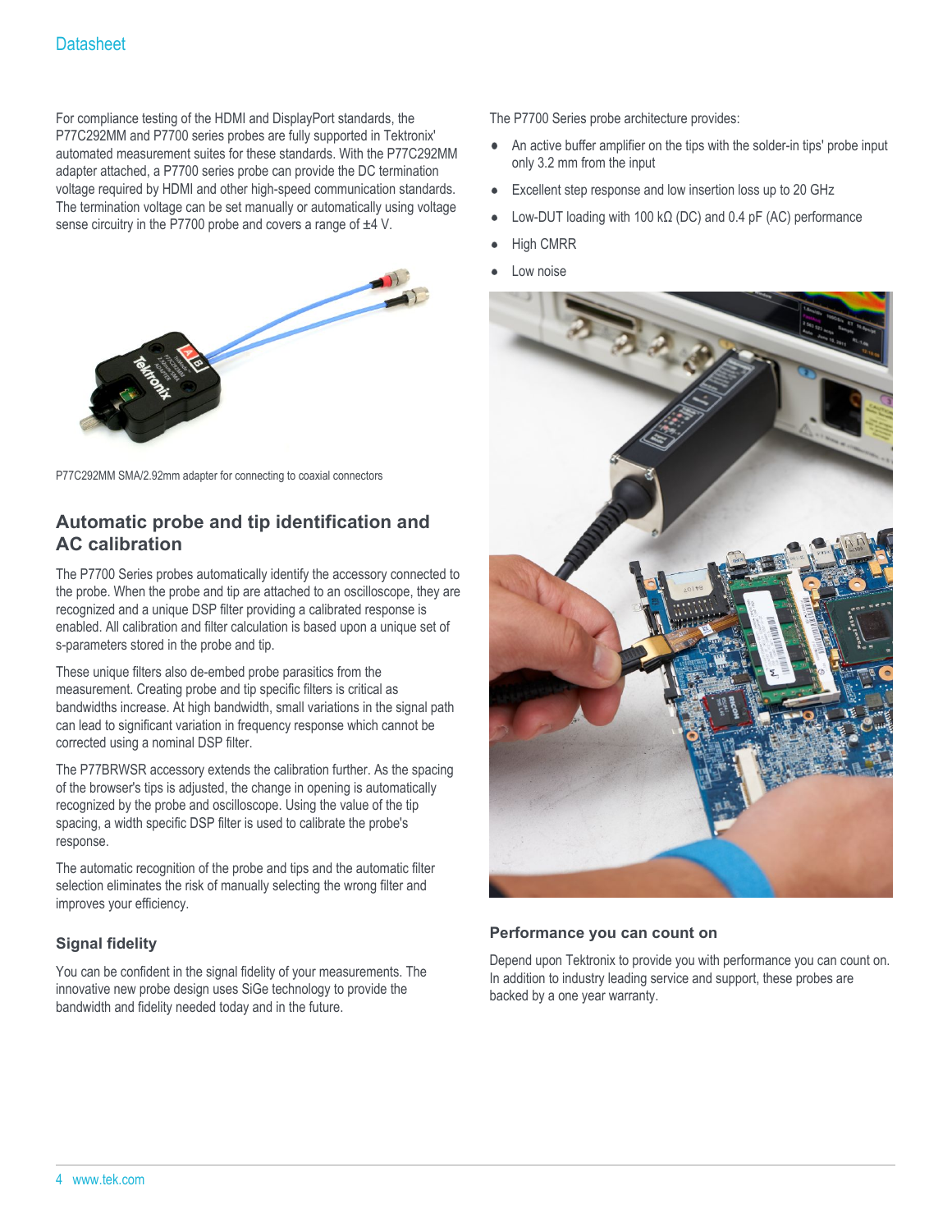For compliance testing of the HDMI and DisplayPort standards, the P77C292MM and P7700 series probes are fully supported in Tektronix' automated measurement suites for these standards. With the P77C292MM adapter attached, a P7700 series probe can provide the DC termination voltage required by HDMI and other high-speed communication standards. The termination voltage can be set manually or automatically using voltage sense circuitry in the P7700 probe and covers a range of ±4 V.

P77C292MM SMA/2.92mm adapter for connecting to coaxial connectors

## Automatic probe and tip identification and AC calibration

The P7700 Series probes automatically identify the accessory connected to the probe. When the probe and tip are attached to an oscilloscope, they are recognized and a unique DSP filter providing a calibrated response is enabled. All calibration and filter calculation is based upon a unique set of s-parameters stored in the probe and tip.

These unique filters also de-embed probe parasitics from the measurement. Creating probe and tip specific filters is critical as bandwidths increase. At high bandwidth, small variations in the signal path can lead to significant variation in frequency response which cannot be corrected using a nominal DSP filter.

The P77BRWSR accessory extends the calibration further. As the spacing of the browser's tips is adjusted, the change in opening is automatically recognized by the probe and oscilloscope. Using the value of the tip spacing, a width specific DSP filter is used to calibrate the probe's response.

The automatic recognition of the probe and tips and the automatic filter selection eliminates the risk of manually selecting the wrong filter and improves your efficiency.

### Signal fidelity

You can be confident in the signal fidelity of your measurements. The innovative new probe design uses SiGe technology to provide the bandwidth and fidelity needed today and in the future.

The P7700 Series probe architecture provides:

- An active buffer amplifier on the tips with the solder-in tips' probe input only 3.2 mm from the input
- Excellent step response and low insertion loss up to 20 GHz
- Low-DUT loading with 100 kΩ (DC) and 0.4 pF (AC) performance
- High CMRR
- Low noise

### Performance you can count on

Depend upon Tektronix to provide you with performance you can count on. In addition to industry leading service and support, these probes are backed by a one year warranty.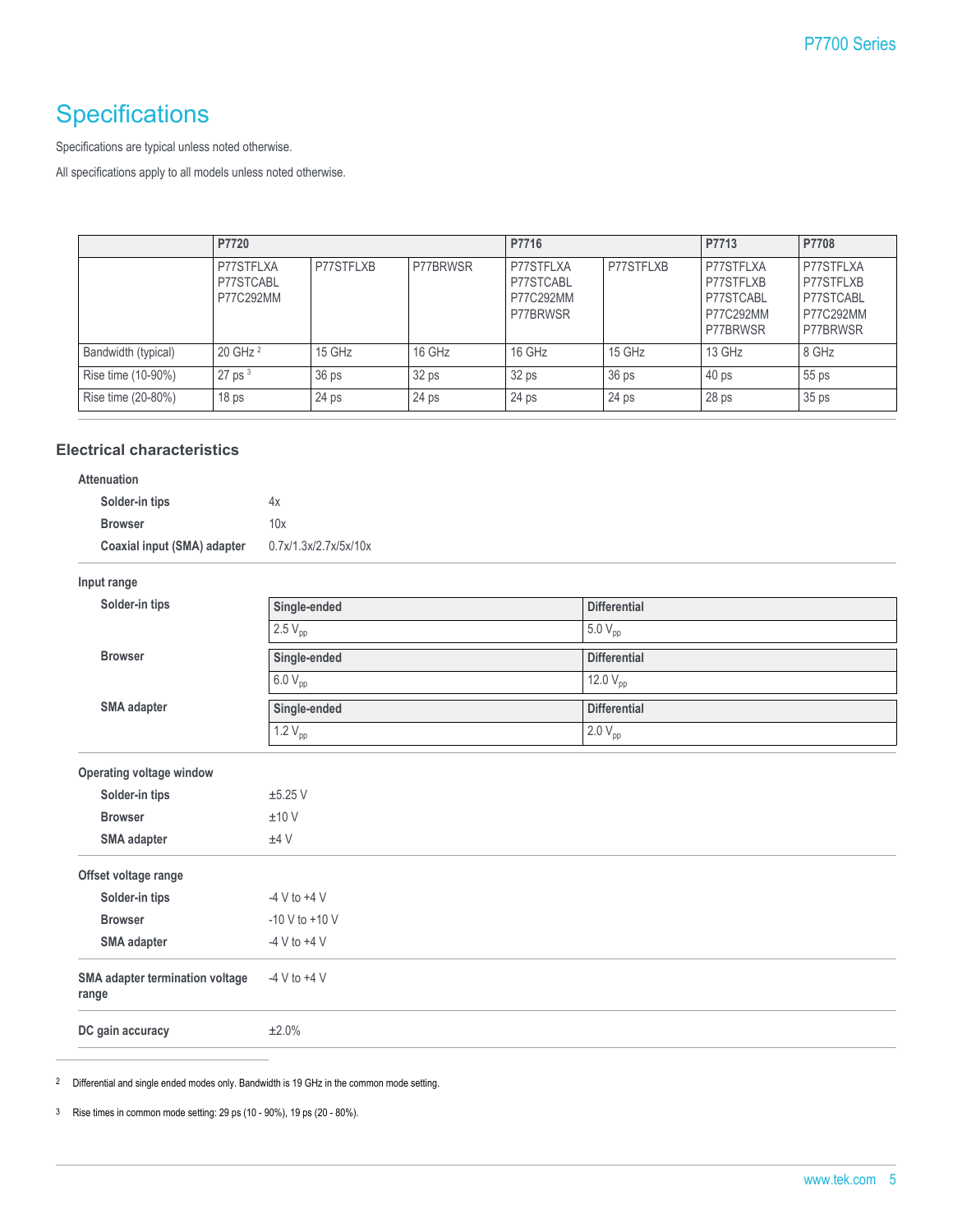# Specifications

Specifications are typical unless noted otherwise.

All specifications apply to all models unless noted otherwise.

| | P7720 | | | P7716 | | P7713 | P7708 |
|---|---|---|---|---|---|---|---|
| | P77STFLXA P77STCABL P77C292MM | P77STFLXB | P77BRWSR | P77STFLXA P77STCABL P77C292MM P77BRWSR | P77STFLXB | P77STFLXA P77STFLXB P77STCABL P77C292MM P77BRWSR | P77STFLXA P77STFLXB P77STCABL P77C292MM P77BRWSR |
| Bandwidth (typical) | 20 GHz [2] | 15 GHz | 16 GHz | 16 GHz | 15 GHz | 13 GHz | 8 GHz |
| Rise time (10-90%) | 27 ps [3] | 36 ps | 32 ps | 32 ps | 36 ps | 40 ps | 55 ps |
| Rise time (20-80%) | 18 ps | 24 ps | 24 ps | 24 ps | 24 ps | 28 ps | 35 ps |

### Electrical characteristics

**Attenuation**

| | |
|---|---|
| **Solder-in tips** | 4x |
| **Browser** | 10x |
| **Coaxial input (SMA) adapter** | 0.7x/1.3x/2.7x/5x/10x |

**Input range**

**Solder-in tips**

| Single-ended | Differential |
|---|---|
| 2.5 $V_{pp}$ | 5.0 $V_{pp}$ |

**Browser**

| Single-ended | Differential |
|---|---|
| 6.0 $V_{pp}$ | 12.0 $V_{pp}$ |

**SMA adapter**

| Single-ended | Differential |
|---|---|
| 1.2 $V_{pp}$ | 2.0 $V_{pp}$ |

**Operating voltage window**

| | |
|---|---|
| **Solder-in tips** | ±5.25 V |
| **Browser** | ±10 V |
| **SMA adapter** | ±4 V |

**Offset voltage range**

| | |
|---|---|
| **Solder-in tips** | -4 V to +4 V |
| **Browser** | -10 V to +10 V |
| **SMA adapter** | -4 V to +4 V |

**SMA adapter termination voltage range**: -4 V to +4 V

**DC gain accuracy**: ±2.0%

[2] Differential and single ended modes only. Bandwidth is 19 GHz in the common mode setting.

[3] Rise times in common mode setting: 29 ps (10 - 90%), 19 ps (20 - 80%).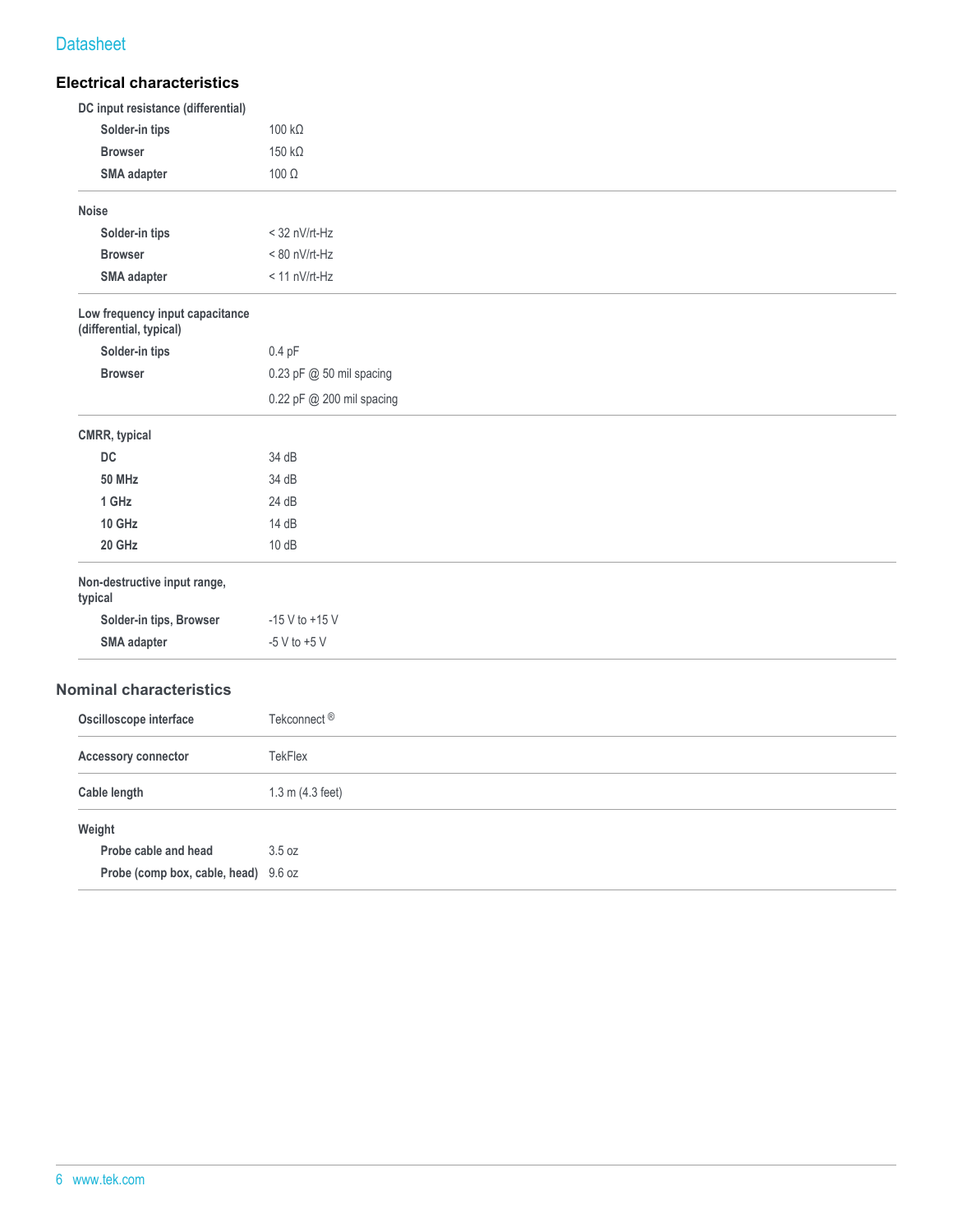## Electrical characteristics

| Characteristic | Value |
|---|---|
| **DC input resistance (differential)** | |
| **Solder-in tips** | 100 kΩ |
| **Browser** | 150 kΩ |
| **SMA adapter** | 100 Ω |
| **Noise** | |
| **Solder-in tips** | < 32 nV/rt-Hz |
| **Browser** | < 80 nV/rt-Hz |
| **SMA adapter** | < 11 nV/rt-Hz |
| **Low frequency input capacitance (differential, typical)** | |
| **Solder-in tips** | 0.4 pF |
| **Browser** | 0.23 pF @ 50 mil spacing |
| | 0.22 pF @ 200 mil spacing |
| **CMRR, typical** | |
| **DC** | 34 dB |
| **50 MHz** | 34 dB |
| **1 GHz** | 24 dB |
| **10 GHz** | 14 dB |
| **20 GHz** | 10 dB |
| **Non-destructive input range, typical** | |
| **Solder-in tips, Browser** | -15 V to +15 V |
| **SMA adapter** | -5 V to +5 V |

## Nominal characteristics

| Characteristic | Value |
|---|---|
| **Oscilloscope interface** | Tekconnect® |
| **Accessory connector** | TekFlex |
| **Cable length** | 1.3 m (4.3 feet) |
| **Weight** | |
| **Probe cable and head** | 3.5 oz |
| **Probe (comp box, cable, head)** | 9.6 oz |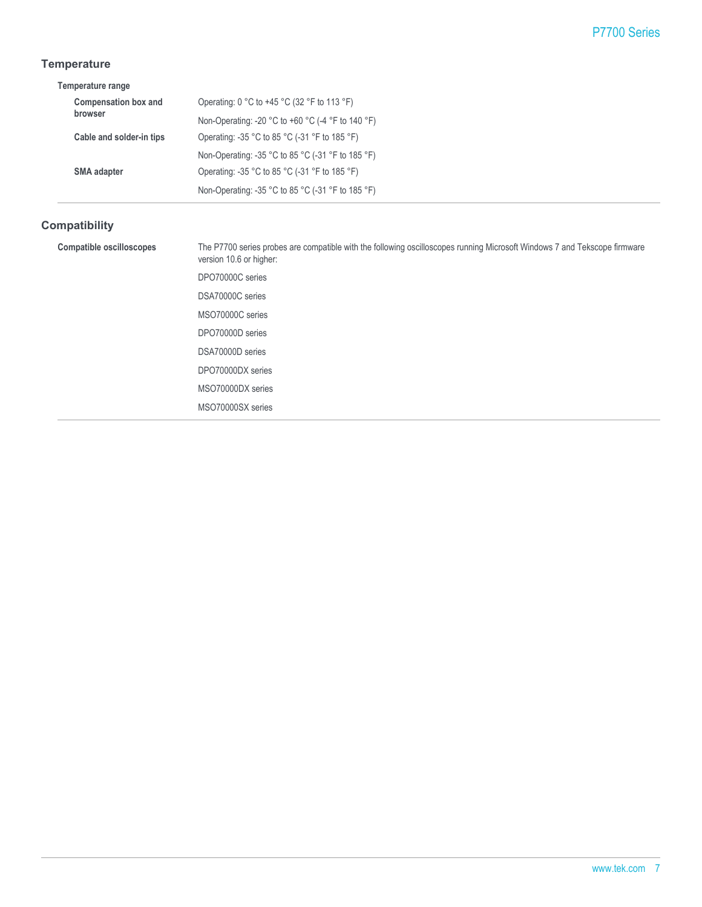## Temperature

**Temperature range**

| | |
|---|---|
| **Compensation box and browser** | Operating: 0 °C to +45 °C (32 °F to 113 °F) |
| | Non-Operating: -20 °C to +60 °C (-4 °F to 140 °F) |
| **Cable and solder-in tips** | Operating: -35 °C to 85 °C (-31 °F to 185 °F) |
| | Non-Operating: -35 °C to 85 °C (-31 °F to 185 °F) |
| **SMA adapter** | Operating: -35 °C to 85 °C (-31 °F to 185 °F) |
| | Non-Operating: -35 °C to 85 °C (-31 °F to 185 °F) |

## Compatibility

| | |
|---|---|
| **Compatible oscilloscopes** | The P7700 series probes are compatible with the following oscilloscopes running Microsoft Windows 7 and Tekscope firmware version 10.6 or higher: |
| | DPO70000C series |
| | DSA70000C series |
| | MSO70000C series |
| | DPO70000D series |
| | DSA70000D series |
| | DPO70000DX series |
| | MSO70000DX series |
| | MSO70000SX series |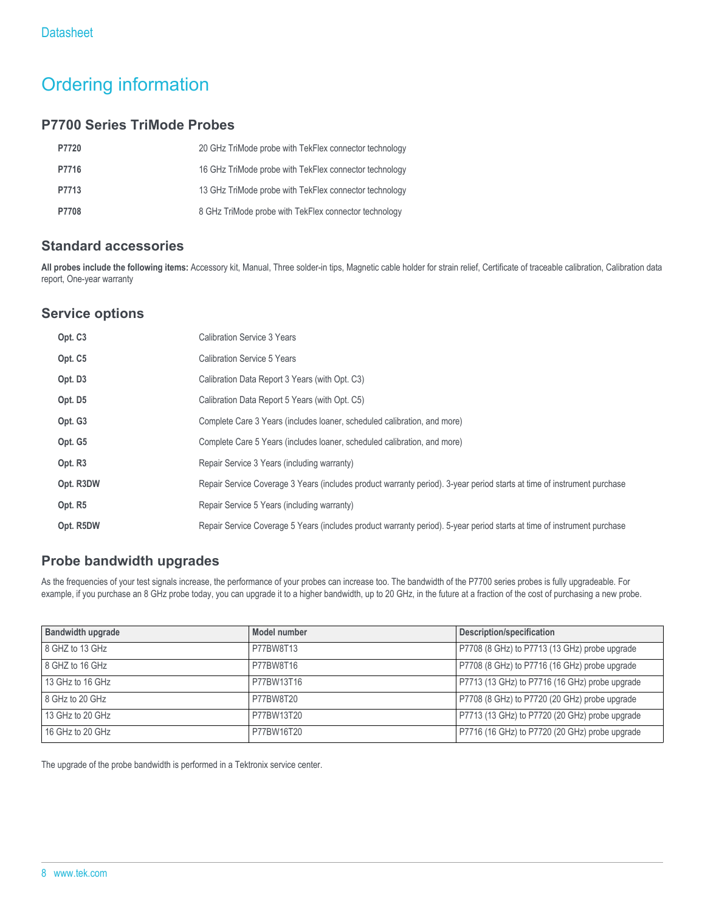# Ordering information

## P7700 Series TriMode Probes

| | |
|---|---|
| **P7720** | 20 GHz TriMode probe with TekFlex connector technology |
| **P7716** | 16 GHz TriMode probe with TekFlex connector technology |
| **P7713** | 13 GHz TriMode probe with TekFlex connector technology |
| **P7708** | 8 GHz TriMode probe with TekFlex connector technology |

## Standard accessories

**All probes include the following items:** Accessory kit, Manual, Three solder-in tips, Magnetic cable holder for strain relief, Certificate of traceable calibration, Calibration data report, One-year warranty

## Service options

| | |
|---|---|
| **Opt. C3** | Calibration Service 3 Years |
| **Opt. C5** | Calibration Service 5 Years |
| **Opt. D3** | Calibration Data Report 3 Years (with Opt. C3) |
| **Opt. D5** | Calibration Data Report 5 Years (with Opt. C5) |
| **Opt. G3** | Complete Care 3 Years (includes loaner, scheduled calibration, and more) |
| **Opt. G5** | Complete Care 5 Years (includes loaner, scheduled calibration, and more) |
| **Opt. R3** | Repair Service 3 Years (including warranty) |
| **Opt. R3DW** | Repair Service Coverage 3 Years (includes product warranty period). 3-year period starts at time of instrument purchase |
| **Opt. R5** | Repair Service 5 Years (including warranty) |
| **Opt. R5DW** | Repair Service Coverage 5 Years (includes product warranty period). 5-year period starts at time of instrument purchase |

## Probe bandwidth upgrades

As the frequencies of your test signals increase, the performance of your probes can increase too. The bandwidth of the P7700 series probes is fully upgradeable. For example, if you purchase an 8 GHz probe today, you can upgrade it to a higher bandwidth, up to 20 GHz, in the future at a fraction of the cost of purchasing a new probe.

| Bandwidth upgrade | Model number | Description/specification |
|---|---|---|
| 8 GHZ to 13 GHz | P77BW8T13 | P7708 (8 GHz) to P7713 (13 GHz) probe upgrade |
| 8 GHZ to 16 GHz | P77BW8T16 | P7708 (8 GHz) to P7716 (16 GHz) probe upgrade |
| 13 GHz to 16 GHz | P77BW13T16 | P7713 (13 GHz) to P7716 (16 GHz) probe upgrade |
| 8 GHz to 20 GHz | P77BW8T20 | P7708 (8 GHz) to P7720 (20 GHz) probe upgrade |
| 13 GHz to 20 GHz | P77BW13T20 | P7713 (13 GHz) to P7720 (20 GHz) probe upgrade |
| 16 GHz to 20 GHz | P77BW16T20 | P7716 (16 GHz) to P7720 (20 GHz) probe upgrade |

The upgrade of the probe bandwidth is performed in a Tektronix service center.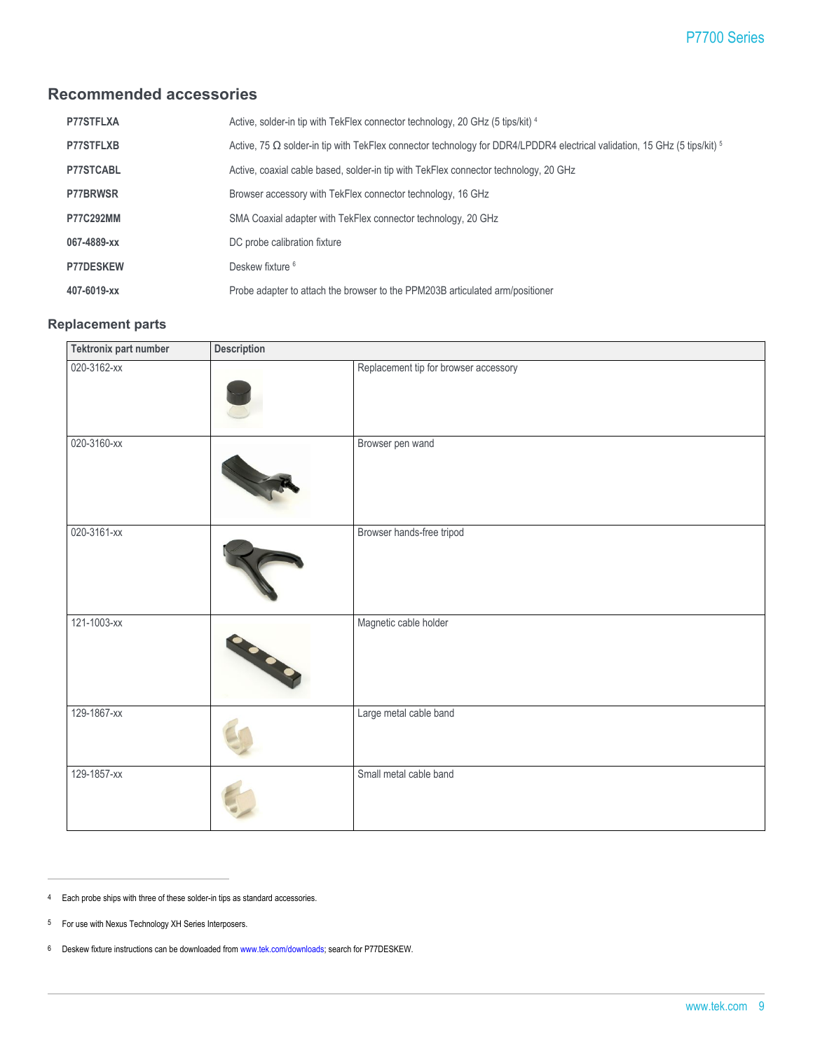## Recommended accessories

| | |
|---|---|
| **P77STFLXA** | Active, solder-in tip with TekFlex connector technology, 20 GHz (5 tips/kit) [4] |
| **P77STFLXB** | Active, 75 Ω solder-in tip with TekFlex connector technology for DDR4/LPDDR4 electrical validation, 15 GHz (5 tips/kit) [5] |
| **P77STCABL** | Active, coaxial cable based, solder-in tip with TekFlex connector technology, 20 GHz |
| **P77BRWSR** | Browser accessory with TekFlex connector technology, 16 GHz |
| **P77C292MM** | SMA Coaxial adapter with TekFlex connector technology, 20 GHz |
| **067-4889-xx** | DC probe calibration fixture |
| **P77DESKEW** | Deskew fixture [6] |
| **407-6019-xx** | Probe adapter to attach the browser to the PPM203B articulated arm/positioner |

### Replacement parts

| Tektronix part number | Description | |
|---|---|---|
| 020-3162-xx | | Replacement tip for browser accessory |
| 020-3160-xx | | Browser pen wand |
| 020-3161-xx | | Browser hands-free tripod |
| 121-1003-xx | | Magnetic cable holder |
| 129-1867-xx | | Large metal cable band |
| 129-1857-xx | | Small metal cable band |

---

4 Each probe ships with three of these solder-in tips as standard accessories.

5 For use with Nexus Technology XH Series Interposers.

6 Deskew fixture instructions can be downloaded from www.tek.com/downloads; search for P77DESKEW.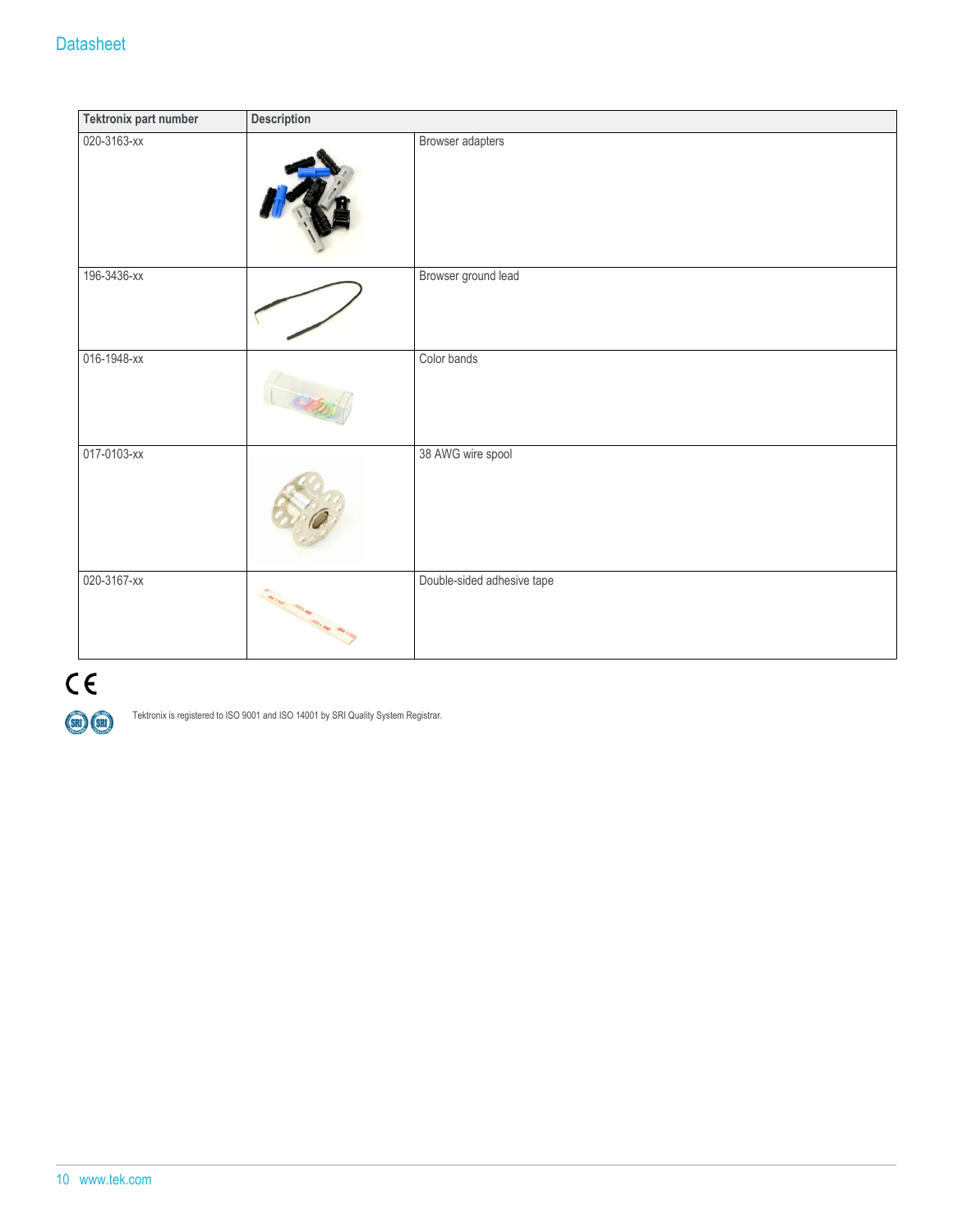| Tektronix part number | Description | |
|---|---|---|
| 020-3163-xx | | Browser adapters |
| 196-3436-xx | | Browser ground lead |
| 016-1948-xx | | Color bands |
| 017-0103-xx | | 38 AWG wire spool |
| 020-3167-xx | | Double-sided adhesive tape |

Tektronix is registered to ISO 9001 and ISO 14001 by SRI Quality System Registrar.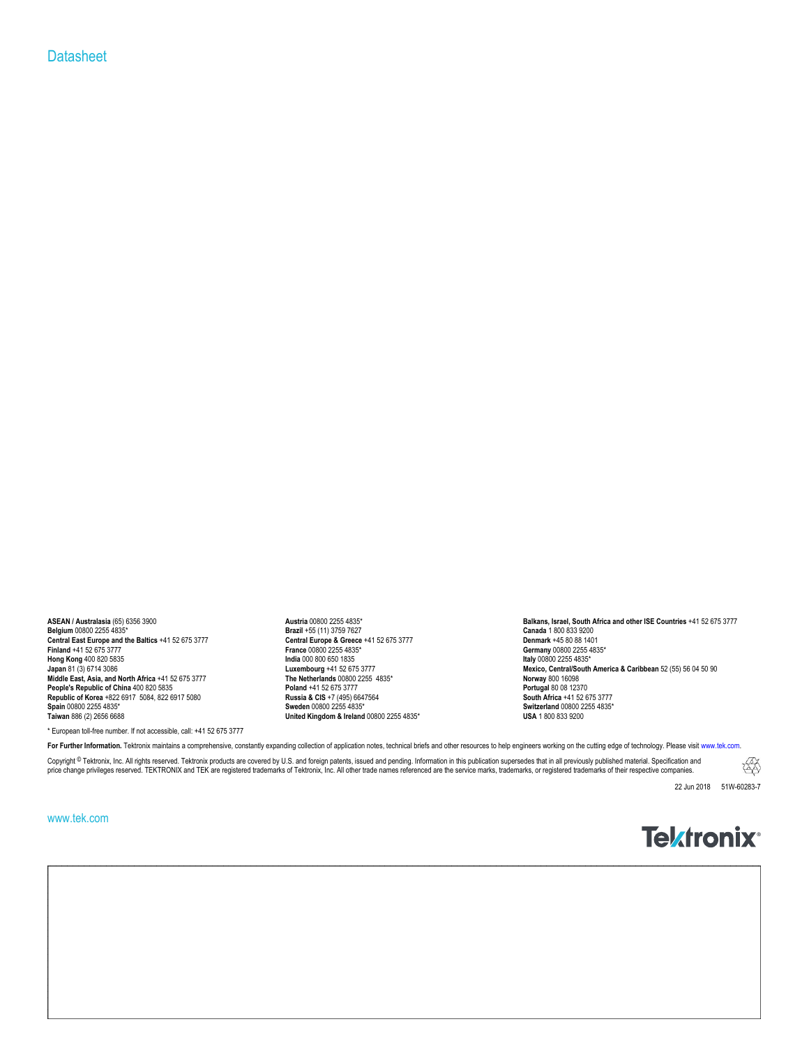**ASEAN / Australasia** (65) 6356 3900
**Belgium** 00800 2255 4835*
**Central East Europe and the Baltics** +41 52 675 3777
**Finland** +41 52 675 3777
**Hong Kong** 400 820 5835
**Japan** 81 (3) 6714 3086
**Middle East, Asia, and North Africa** +41 52 675 3777
**People's Republic of China** 400 820 5835
**Republic of Korea** +822 6917 5084, 822 6917 5080
**Spain** 00800 2255 4835*
**Taiwan** 886 (2) 2656 6688

**Austria** 00800 2255 4835*
**Brazil** +55 (11) 3759 7627
**Central Europe & Greece** +41 52 675 3777
**France** 00800 2255 4835*
**India** 000 800 650 1835
**Luxembourg** +41 52 675 3777
**The Netherlands** 00800 2255 4835*
**Poland** +41 52 675 3777
**Russia & CIS** +7 (495) 6647564
**Sweden** 00800 2255 4835*
**United Kingdom & Ireland** 00800 2255 4835*

**Balkans, Israel, South Africa and other ISE Countries** +41 52 675 3777
**Canada** 1 800 833 9200
**Denmark** +45 80 88 1401
**Germany** 00800 2255 4835*
**Italy** 00800 2255 4835*
**Mexico, Central/South America & Caribbean** 52 (55) 56 04 50 90
**Norway** 800 16098
**Portugal** 80 08 12370
**South Africa** +41 52 675 3777
**Switzerland** 00800 2255 4835*
**USA** 1 800 833 9200

* European toll-free number. If not accessible, call: +41 52 675 3777

**For Further Information.** Tektronix maintains a comprehensive, constantly expanding collection of application notes, technical briefs and other resources to help engineers working on the cutting edge of technology. Please visit www.tek.com.

Copyright © Tektronix, Inc. All rights reserved. Tektronix products are covered by U.S. and foreign patents, issued and pending. Information in this publication supersedes that in all previously published material. Specification and price change privileges reserved. TEKTRONIX and TEK are registered trademarks of Tektronix, Inc. All other trade names referenced are the service marks, trademarks, or registered trademarks of their respective companies.

22 Jun 2018 51W-60283-7

www.tek.com

Tektronix®